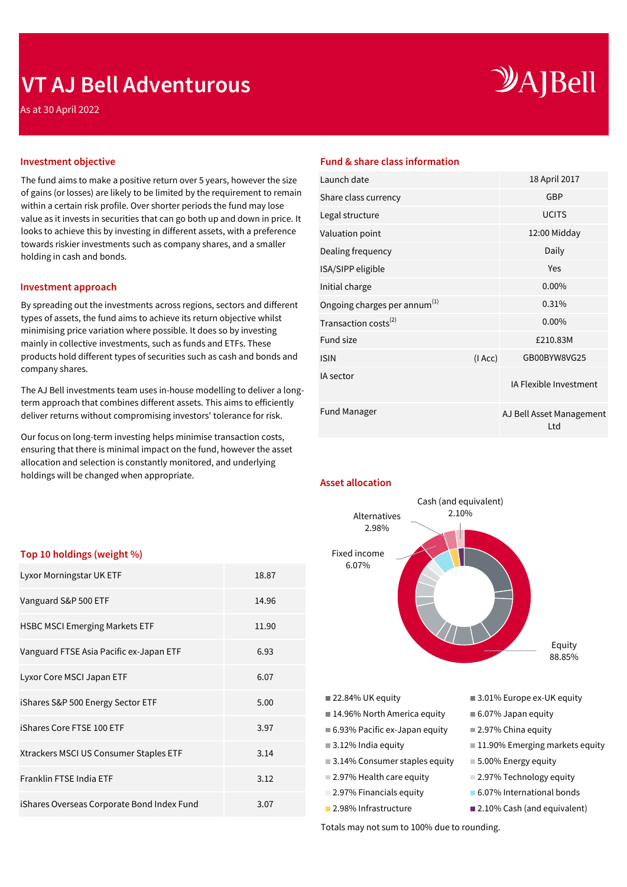# VT AJ Bell Adventurous

As at 30 April 2022

## Investment objective

The fund aims to make a positive return over 5 years, however the size of gains (or losses) are likely to be limited by the requirement to remain within a certain risk profile. Over shorter periods the fund may lose value as it invests in securities that can go both up and down in price. It looks to achieve this by investing in different assets, with a preference towards riskier investments such as company shares, and a smaller holding in cash and bonds.

## Investment approach

By spreading out the investments across regions, sectors and different types of assets, the fund aims to achieve its return objective whilst minimising price variation where possible. It does so by investing mainly in collective investments, such as funds and ETFs. These products hold different types of securities such as cash and bonds and company shares.

The AJ Bell investments team uses in-house modelling to deliver a long-term approach that combines different assets. This aims to efficiently deliver returns without compromising investors' tolerance for risk.

Our focus on long-term investing helps minimise transaction costs, ensuring that there is minimal impact on the fund, however the asset allocation and selection is constantly monitored, and underlying holdings will be changed when appropriate.

## Top 10 holdings (weight %)

| Holding | Weight % |
|---|---|
| Lyxor Morningstar UK ETF | 18.87 |
| Vanguard S&P 500 ETF | 14.96 |
| HSBC MSCI Emerging Markets ETF | 11.90 |
| Vanguard FTSE Asia Pacific ex-Japan ETF | 6.93 |
| Lyxor Core MSCI Japan ETF | 6.07 |
| iShares S&P 500 Energy Sector ETF | 5.00 |
| iShares Core FTSE 100 ETF | 3.97 |
| Xtrackers MSCI US Consumer Staples ETF | 3.14 |
| Franklin FTSE India ETF | 3.12 |
| iShares Overseas Corporate Bond Index Fund | 3.07 |

## Fund & share class information

| | | |
|---|---|---|
| Launch date | | 18 April 2017 |
| Share class currency | | GBP |
| Legal structure | | UCITS |
| Valuation point | | 12:00 Midday |
| Dealing frequency | | Daily |
| ISA/SIPP eligible | | Yes |
| Initial charge | | 0.00% |
| Ongoing charges per annum[1] | | 0.31% |
| Transaction costs[2] | | 0.00% |
| Fund size | | £210.83M |
| ISIN | (I Acc) | GB00BYW8VG25 |
| IA sector | | IA Flexible Investment |
| Fund Manager | | AJ Bell Asset Management Ltd |

## Asset allocation

- Equity 88.85%
- Fixed income 6.07%
- Alternatives 2.98%
- Cash (and equivalent) 2.10%

- 22.84% UK equity
- 14.96% North America equity
- 6.93% Pacific ex-Japan equity
- 3.12% India equity
- 3.14% Consumer staples equity
- 2.97% Health care equity
- 2.97% Financials equity
- 2.98% Infrastructure
- 3.01% Europe ex-UK equity
- 6.07% Japan equity
- 2.97% China equity
- 11.90% Emerging markets equity
- 5.00% Energy equity
- 2.97% Technology equity
- 6.07% International bonds
- 2.10% Cash (and equivalent)

Totals may not sum to 100% due to rounding.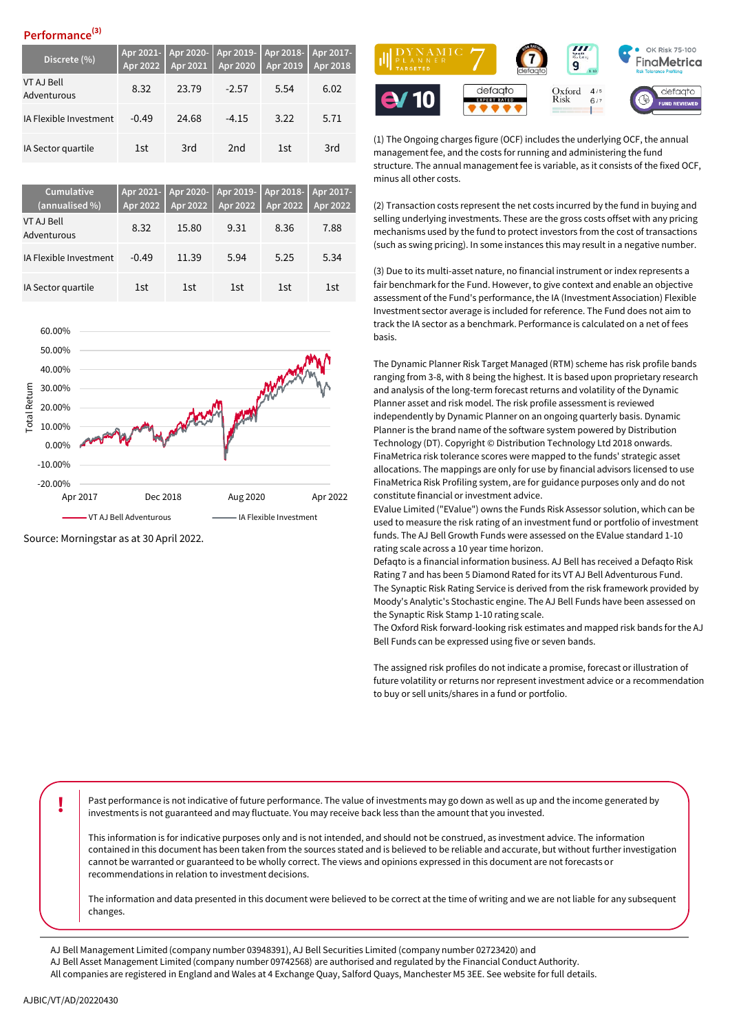## Performance[3]

| Discrete (%) | Apr 2021-Apr 2022 | Apr 2020-Apr 2021 | Apr 2019-Apr 2020 | Apr 2018-Apr 2019 | Apr 2017-Apr 2018 |
|---|---|---|---|---|---|
| VT AJ Bell Adventurous | 8.32 | 23.79 | -2.57 | 5.54 | 6.02 |
| IA Flexible Investment | -0.49 | 24.68 | -4.15 | 3.22 | 5.71 |
| IA Sector quartile | 1st | 3rd | 2nd | 1st | 3rd |

| Cumulative (annualised %) | Apr 2021-Apr 2022 | Apr 2020-Apr 2022 | Apr 2019-Apr 2022 | Apr 2018-Apr 2022 | Apr 2017-Apr 2022 |
|---|---|---|---|---|---|
| VT AJ Bell Adventurous | 8.32 | 15.80 | 9.31 | 8.36 | 7.88 |
| IA Flexible Investment | -0.49 | 11.39 | 5.94 | 5.25 | 5.34 |
| IA Sector quartile | 1st | 1st | 1st | 1st | 1st |

Total Return
60.00%
50.00%
40.00%
30.00%
20.00%
10.00%
0.00%
-10.00%
-20.00%
Apr 2017
Dec 2018
Aug 2020
Apr 2022
VT AJ Bell Adventurous
IA Flexible Investment

Source: Morningstar as at 30 April 2022.

(1) The Ongoing charges figure (OCF) includes the underlying OCF, the annual management fee, and the costs for running and administering the fund structure. The annual management fee is variable, as it consists of the fixed OCF, minus all other costs.

(2) Transaction costs represent the net costs incurred by the fund in buying and selling underlying investments. These are the gross costs offset with any pricing mechanisms used by the fund to protect investors from the cost of transactions (such as swing pricing). In some instances this may result in a negative number.

(3) Due to its multi-asset nature, no financial instrument or index represents a fair benchmark for the Fund. However, to give context and enable an objective assessment of the Fund's performance, the IA (Investment Association) Flexible Investment sector average is included for reference. The Fund does not aim to track the IA sector as a benchmark. Performance is calculated on a net of fees basis.

The Dynamic Planner Risk Target Managed (RTM) scheme has risk profile bands ranging from 3-8, with 8 being the highest. It is based upon proprietary research and analysis of the long-term forecast returns and volatility of the Dynamic Planner asset and risk model. The risk profile assessment is reviewed independently by Dynamic Planner on an ongoing quarterly basis. Dynamic Planner is the brand name of the software system powered by Distribution Technology (DT). Copyright © Distribution Technology Ltd 2018 onwards.
FinaMetrica risk tolerance scores were mapped to the funds' strategic asset allocations. The mappings are only for use by financial advisors licensed to use FinaMetrica Risk Profiling system, are for guidance purposes only and do not constitute financial or investment advice.
EValue Limited ("EValue") owns the Funds Risk Assessor solution, which can be used to measure the risk rating of an investment fund or portfolio of investment funds. The AJ Bell Growth Funds were assessed on the EValue standard 1-10 rating scale across a 10 year time horizon.
Defaqto is a financial information business. AJ Bell has received a Defaqto Risk Rating 7 and has been 5 Diamond Rated for its VT AJ Bell Adventurous Fund.
The Synaptic Risk Rating Service is derived from the risk framework provided by Moody's Analytic's Stochastic engine. The AJ Bell Funds have been assessed on the Synaptic Risk Stamp 1-10 rating scale.
The Oxford Risk forward-looking risk estimates and mapped risk bands for the AJ Bell Funds can be expressed using five or seven bands.

The assigned risk profiles do not indicate a promise, forecast or illustration of future volatility or returns nor represent investment advice or a recommendation to buy or sell units/shares in a fund or portfolio.

Past performance is not indicative of future performance. The value of investments may go down as well as up and the income generated by investments is not guaranteed and may fluctuate. You may receive back less than the amount that you invested.

This information is for indicative purposes only and is not intended, and should not be construed, as investment advice. The information contained in this document has been taken from the sources stated and is believed to be reliable and accurate, but without further investigation cannot be warranted or guaranteed to be wholly correct. The views and opinions expressed in this document are not forecasts or recommendations in relation to investment decisions.

The information and data presented in this document were believed to be correct at the time of writing and we are not liable for any subsequent changes.

AJ Bell Management Limited (company number 03948391), AJ Bell Securities Limited (company number 02723420) and AJ Bell Asset Management Limited (company number 09742568) are authorised and regulated by the Financial Conduct Authority. All companies are registered in England and Wales at 4 Exchange Quay, Salford Quays, Manchester M5 3EE. See website for full details.

AJBIC/VT/AD/20220430